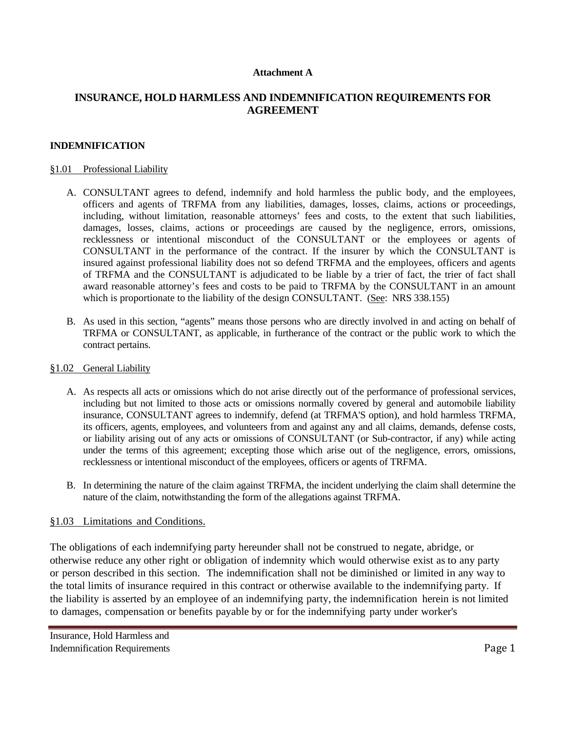**Attachment A**

# INSURANCE, HOLD HARMLESS AND INDEMNIFICATION REQUIREMENTS FOR AGREEMENT

## INDEMNIFICATION

### §1.01 Professional Liability

A. CONSULTANT agrees to defend, indemnify and hold harmless the public body, and the employees, officers and agents of TRFMA from any liabilities, damages, losses, claims, actions or proceedings, including, without limitation, reasonable attorneys' fees and costs, to the extent that such liabilities, damages, losses, claims, actions or proceedings are caused by the negligence, errors, omissions, recklessness or intentional misconduct of the CONSULTANT or the employees or agents of CONSULTANT in the performance of the contract. If the insurer by which the CONSULTANT is insured against professional liability does not so defend TRFMA and the employees, officers and agents of TRFMA and the CONSULTANT is adjudicated to be liable by a trier of fact, the trier of fact shall award reasonable attorney's fees and costs to be paid to TRFMA by the CONSULTANT in an amount which is proportionate to the liability of the design CONSULTANT. (See: NRS 338.155)

B. As used in this section, "agents" means those persons who are directly involved in and acting on behalf of TRFMA or CONSULTANT, as applicable, in furtherance of the contract or the public work to which the contract pertains.

### §1.02 General Liability

A. As respects all acts or omissions which do not arise directly out of the performance of professional services, including but not limited to those acts or omissions normally covered by general and automobile liability insurance, CONSULTANT agrees to indemnify, defend (at TRFMA'S option), and hold harmless TRFMA, its officers, agents, employees, and volunteers from and against any and all claims, demands, defense costs, or liability arising out of any acts or omissions of CONSULTANT (or Sub-contractor, if any) while acting under the terms of this agreement; excepting those which arise out of the negligence, errors, omissions, recklessness or intentional misconduct of the employees, officers or agents of TRFMA.

B. In determining the nature of the claim against TRFMA, the incident underlying the claim shall determine the nature of the claim, notwithstanding the form of the allegations against TRFMA.

### §1.03 Limitations and Conditions.

The obligations of each indemnifying party hereunder shall not be construed to negate, abridge, or otherwise reduce any other right or obligation of indemnity which would otherwise exist as to any party or person described in this section. The indemnification shall not be diminished or limited in any way to the total limits of insurance required in this contract or otherwise available to the indemnifying party. If the liability is asserted by an employee of an indemnifying party, the indemnification herein is not limited to damages, compensation or benefits payable by or for the indemnifying party under worker's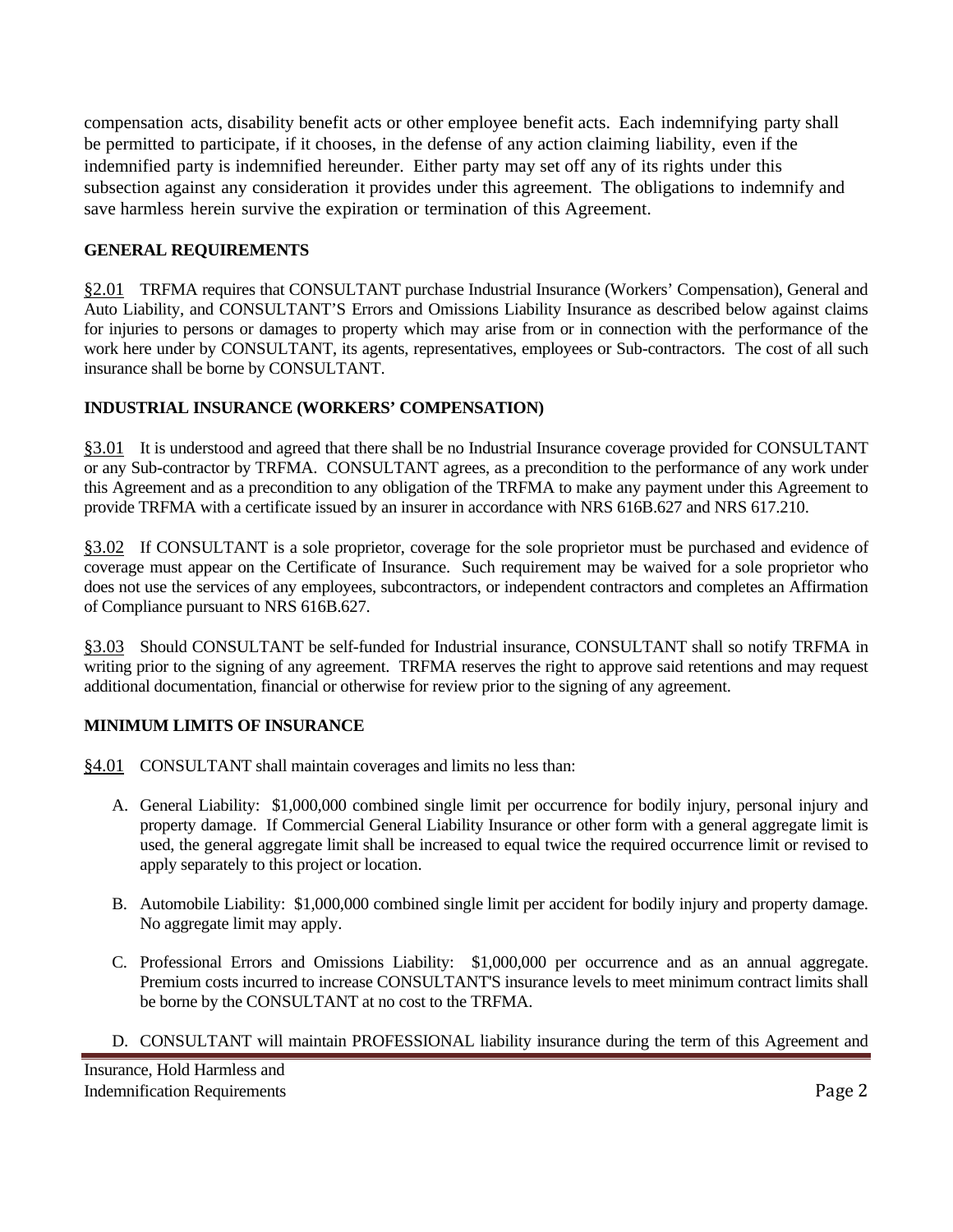compensation acts, disability benefit acts or other employee benefit acts. Each indemnifying party shall be permitted to participate, if it chooses, in the defense of any action claiming liability, even if the indemnified party is indemnified hereunder. Either party may set off any of its rights under this subsection against any consideration it provides under this agreement. The obligations to indemnify and save harmless herein survive the expiration or termination of this Agreement.

**GENERAL REQUIREMENTS**

§2.01 TRFMA requires that CONSULTANT purchase Industrial Insurance (Workers' Compensation), General and Auto Liability, and CONSULTANT'S Errors and Omissions Liability Insurance as described below against claims for injuries to persons or damages to property which may arise from or in connection with the performance of the work here under by CONSULTANT, its agents, representatives, employees or Sub-contractors. The cost of all such insurance shall be borne by CONSULTANT.

**INDUSTRIAL INSURANCE (WORKERS' COMPENSATION)**

§3.01 It is understood and agreed that there shall be no Industrial Insurance coverage provided for CONSULTANT or any Sub-contractor by TRFMA. CONSULTANT agrees, as a precondition to the performance of any work under this Agreement and as a precondition to any obligation of the TRFMA to make any payment under this Agreement to provide TRFMA with a certificate issued by an insurer in accordance with NRS 616B.627 and NRS 617.210.

§3.02 If CONSULTANT is a sole proprietor, coverage for the sole proprietor must be purchased and evidence of coverage must appear on the Certificate of Insurance. Such requirement may be waived for a sole proprietor who does not use the services of any employees, subcontractors, or independent contractors and completes an Affirmation of Compliance pursuant to NRS 616B.627.

§3.03 Should CONSULTANT be self-funded for Industrial insurance, CONSULTANT shall so notify TRFMA in writing prior to the signing of any agreement. TRFMA reserves the right to approve said retentions and may request additional documentation, financial or otherwise for review prior to the signing of any agreement.

**MINIMUM LIMITS OF INSURANCE**

§4.01 CONSULTANT shall maintain coverages and limits no less than:

A. General Liability: $1,000,000 combined single limit per occurrence for bodily injury, personal injury and property damage. If Commercial General Liability Insurance or other form with a general aggregate limit is used, the general aggregate limit shall be increased to equal twice the required occurrence limit or revised to apply separately to this project or location.

B. Automobile Liability: $1,000,000 combined single limit per accident for bodily injury and property damage. No aggregate limit may apply.

C. Professional Errors and Omissions Liability: $1,000,000 per occurrence and as an annual aggregate. Premium costs incurred to increase CONSULTANT'S insurance levels to meet minimum contract limits shall be borne by the CONSULTANT at no cost to the TRFMA.

D. CONSULTANT will maintain PROFESSIONAL liability insurance during the term of this Agreement and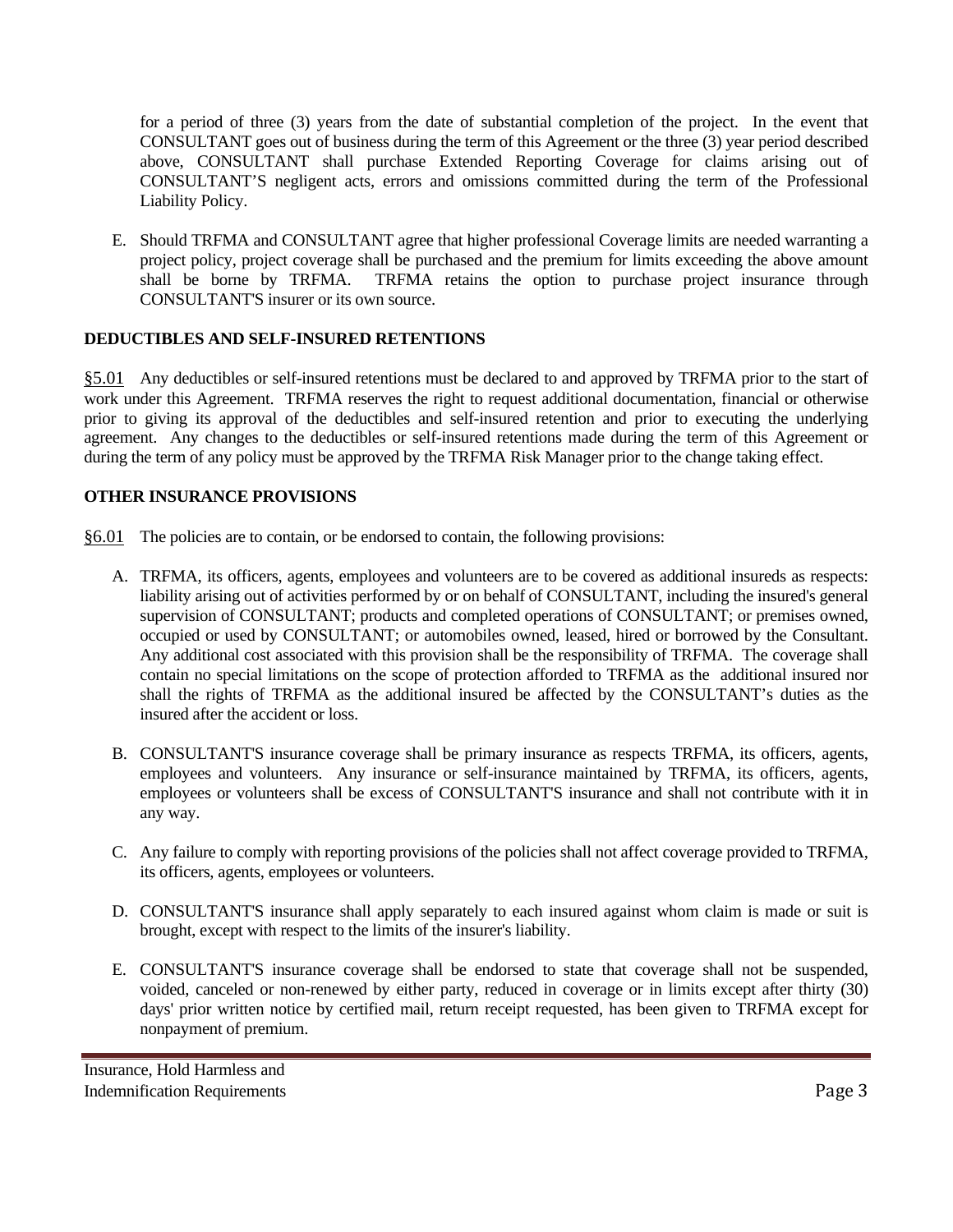for a period of three (3) years from the date of substantial completion of the project. In the event that CONSULTANT goes out of business during the term of this Agreement or the three (3) year period described above, CONSULTANT shall purchase Extended Reporting Coverage for claims arising out of CONSULTANT'S negligent acts, errors and omissions committed during the term of the Professional Liability Policy.

E. Should TRFMA and CONSULTANT agree that higher professional Coverage limits are needed warranting a project policy, project coverage shall be purchased and the premium for limits exceeding the above amount shall be borne by TRFMA. TRFMA retains the option to purchase project insurance through CONSULTANT'S insurer or its own source.

**DEDUCTIBLES AND SELF-INSURED RETENTIONS**

§5.01 Any deductibles or self-insured retentions must be declared to and approved by TRFMA prior to the start of work under this Agreement. TRFMA reserves the right to request additional documentation, financial or otherwise prior to giving its approval of the deductibles and self-insured retention and prior to executing the underlying agreement. Any changes to the deductibles or self-insured retentions made during the term of this Agreement or during the term of any policy must be approved by the TRFMA Risk Manager prior to the change taking effect.

**OTHER INSURANCE PROVISIONS**

§6.01 The policies are to contain, or be endorsed to contain, the following provisions:

A. TRFMA, its officers, agents, employees and volunteers are to be covered as additional insureds as respects: liability arising out of activities performed by or on behalf of CONSULTANT, including the insured's general supervision of CONSULTANT; products and completed operations of CONSULTANT; or premises owned, occupied or used by CONSULTANT; or automobiles owned, leased, hired or borrowed by the Consultant. Any additional cost associated with this provision shall be the responsibility of TRFMA. The coverage shall contain no special limitations on the scope of protection afforded to TRFMA as the additional insured nor shall the rights of TRFMA as the additional insured be affected by the CONSULTANT's duties as the insured after the accident or loss.

B. CONSULTANT'S insurance coverage shall be primary insurance as respects TRFMA, its officers, agents, employees and volunteers. Any insurance or self-insurance maintained by TRFMA, its officers, agents, employees or volunteers shall be excess of CONSULTANT'S insurance and shall not contribute with it in any way.

C. Any failure to comply with reporting provisions of the policies shall not affect coverage provided to TRFMA, its officers, agents, employees or volunteers.

D. CONSULTANT'S insurance shall apply separately to each insured against whom claim is made or suit is brought, except with respect to the limits of the insurer's liability.

E. CONSULTANT'S insurance coverage shall be endorsed to state that coverage shall not be suspended, voided, canceled or non-renewed by either party, reduced in coverage or in limits except after thirty (30) days' prior written notice by certified mail, return receipt requested, has been given to TRFMA except for nonpayment of premium.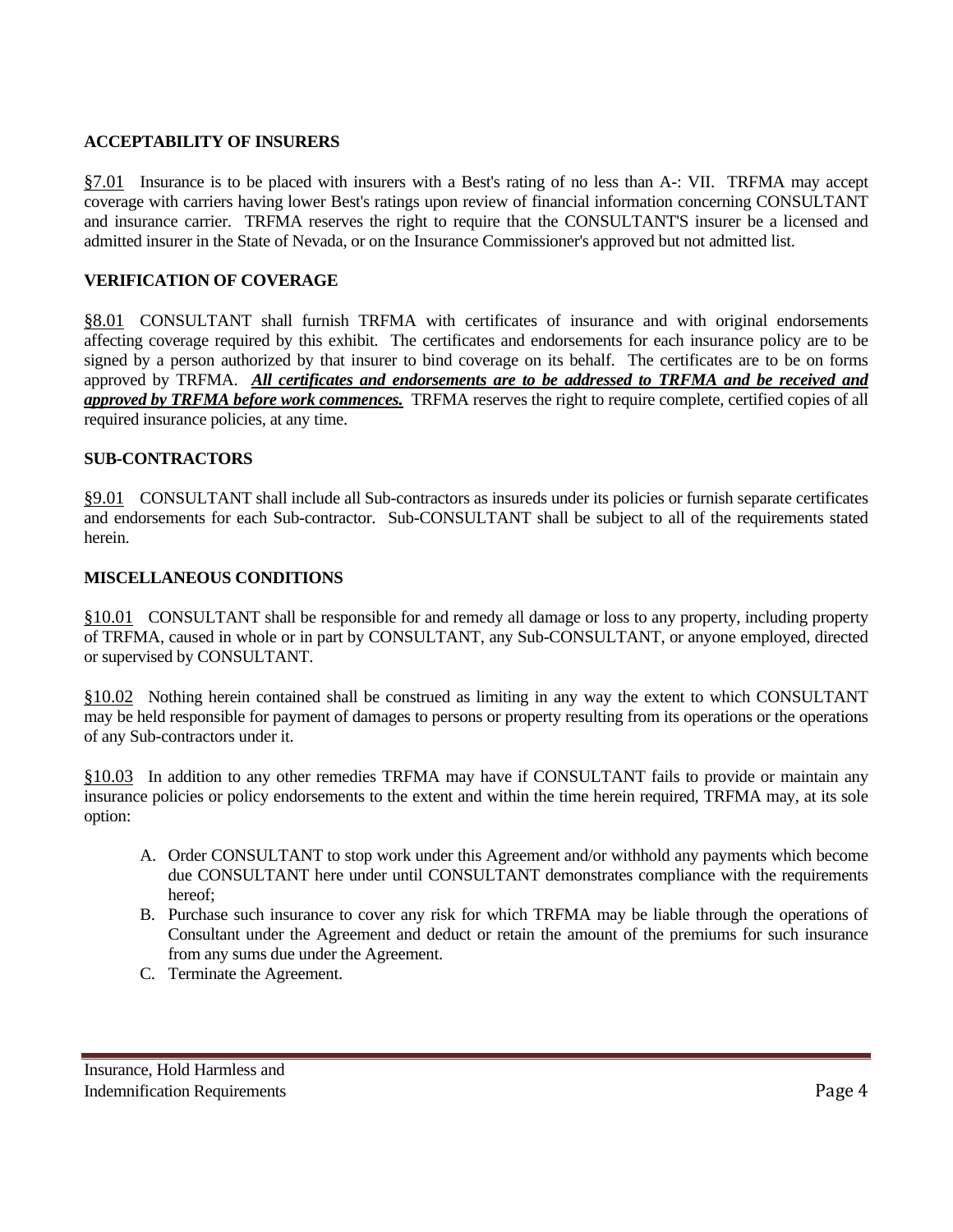**ACCEPTABILITY OF INSURERS**

§7.01 Insurance is to be placed with insurers with a Best's rating of no less than A-: VII. TRFMA may accept coverage with carriers having lower Best's ratings upon review of financial information concerning CONSULTANT and insurance carrier. TRFMA reserves the right to require that the CONSULTANT'S insurer be a licensed and admitted insurer in the State of Nevada, or on the Insurance Commissioner's approved but not admitted list.

**VERIFICATION OF COVERAGE**

§8.01 CONSULTANT shall furnish TRFMA with certificates of insurance and with original endorsements affecting coverage required by this exhibit. The certificates and endorsements for each insurance policy are to be signed by a person authorized by that insurer to bind coverage on its behalf. The certificates are to be on forms approved by TRFMA. ***All certificates and endorsements are to be addressed to TRFMA and be received and approved by TRFMA before work commences.*** TRFMA reserves the right to require complete, certified copies of all required insurance policies, at any time.

**SUB-CONTRACTORS**

§9.01 CONSULTANT shall include all Sub-contractors as insureds under its policies or furnish separate certificates and endorsements for each Sub-contractor. Sub-CONSULTANT shall be subject to all of the requirements stated herein.

**MISCELLANEOUS CONDITIONS**

§10.01 CONSULTANT shall be responsible for and remedy all damage or loss to any property, including property of TRFMA, caused in whole or in part by CONSULTANT, any Sub-CONSULTANT, or anyone employed, directed or supervised by CONSULTANT.

§10.02 Nothing herein contained shall be construed as limiting in any way the extent to which CONSULTANT may be held responsible for payment of damages to persons or property resulting from its operations or the operations of any Sub-contractors under it.

§10.03 In addition to any other remedies TRFMA may have if CONSULTANT fails to provide or maintain any insurance policies or policy endorsements to the extent and within the time herein required, TRFMA may, at its sole option:

A. Order CONSULTANT to stop work under this Agreement and/or withhold any payments which become due CONSULTANT here under until CONSULTANT demonstrates compliance with the requirements hereof;
B. Purchase such insurance to cover any risk for which TRFMA may be liable through the operations of Consultant under the Agreement and deduct or retain the amount of the premiums for such insurance from any sums due under the Agreement.
C. Terminate the Agreement.